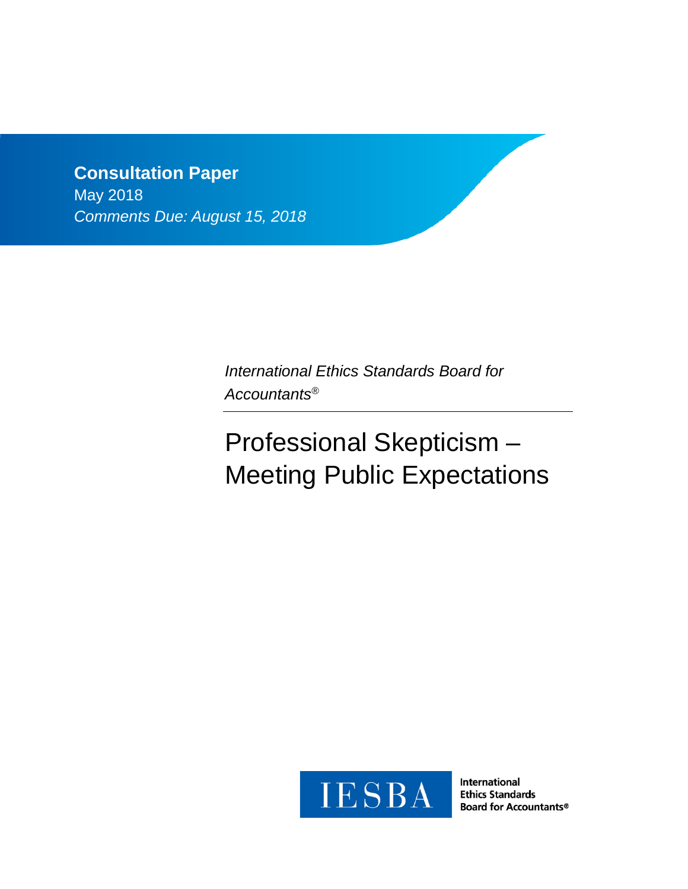**Consultation Paper**

May 2018

*Comments Due: August 15, 2018*

*International Ethics Standards Board for Accountants®*

# Professional Skepticism – Meeting Public Expectations

IESBA

International Ethics Standards Board for Accountants®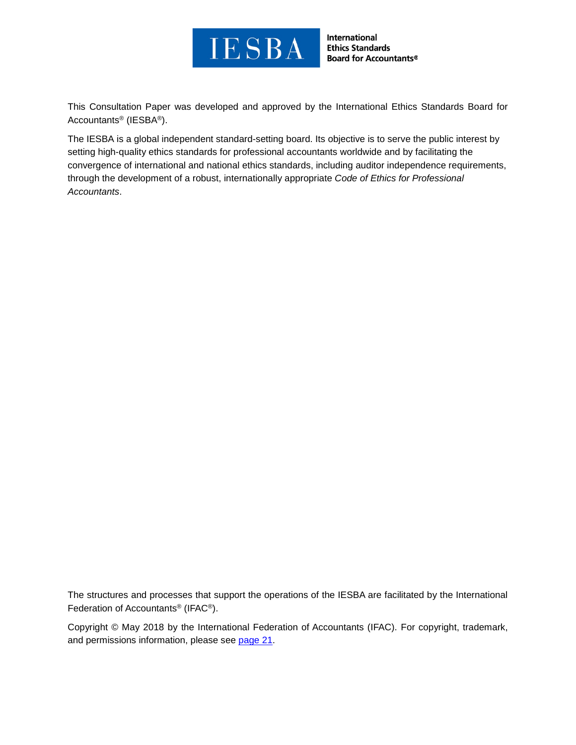IESBA International Ethics Standards Board for Accountants®

This Consultation Paper was developed and approved by the International Ethics Standards Board for Accountants® (IESBA®).

The IESBA is a global independent standard-setting board. Its objective is to serve the public interest by setting high-quality ethics standards for professional accountants worldwide and by facilitating the convergence of international and national ethics standards, including auditor independence requirements, through the development of a robust, internationally appropriate *Code of Ethics for Professional Accountants*.

The structures and processes that support the operations of the IESBA are facilitated by the International Federation of Accountants® (IFAC®).

Copyright © May 2018 by the International Federation of Accountants (IFAC). For copyright, trademark, and permissions information, please see [page 21](#).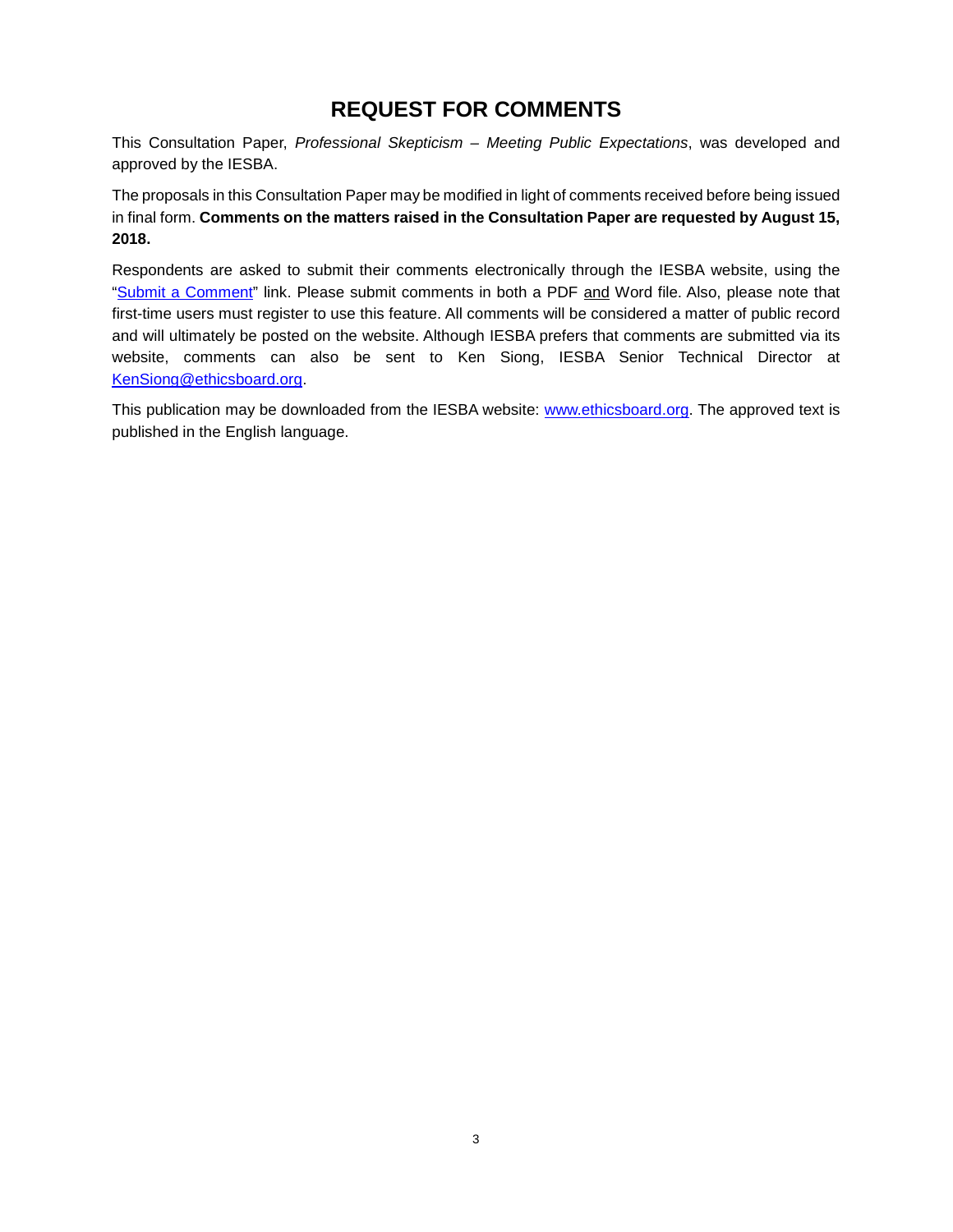# REQUEST FOR COMMENTS

This Consultation Paper, *Professional Skepticism – Meeting Public Expectations*, was developed and approved by the IESBA.

The proposals in this Consultation Paper may be modified in light of comments received before being issued in final form. **Comments on the matters raised in the Consultation Paper are requested by August 15, 2018.**

Respondents are asked to submit their comments electronically through the IESBA website, using the "[Submit a Comment](Submit a Comment)" link. Please submit comments in both a PDF and Word file. Also, please note that first-time users must register to use this feature. All comments will be considered a matter of public record and will ultimately be posted on the website. Although IESBA prefers that comments are submitted via its website, comments can also be sent to Ken Siong, IESBA Senior Technical Director at [KenSiong@ethicsboard.org](mailto:KenSiong@ethicsboard.org).

This publication may be downloaded from the IESBA website: [www.ethicsboard.org](www.ethicsboard.org). The approved text is published in the English language.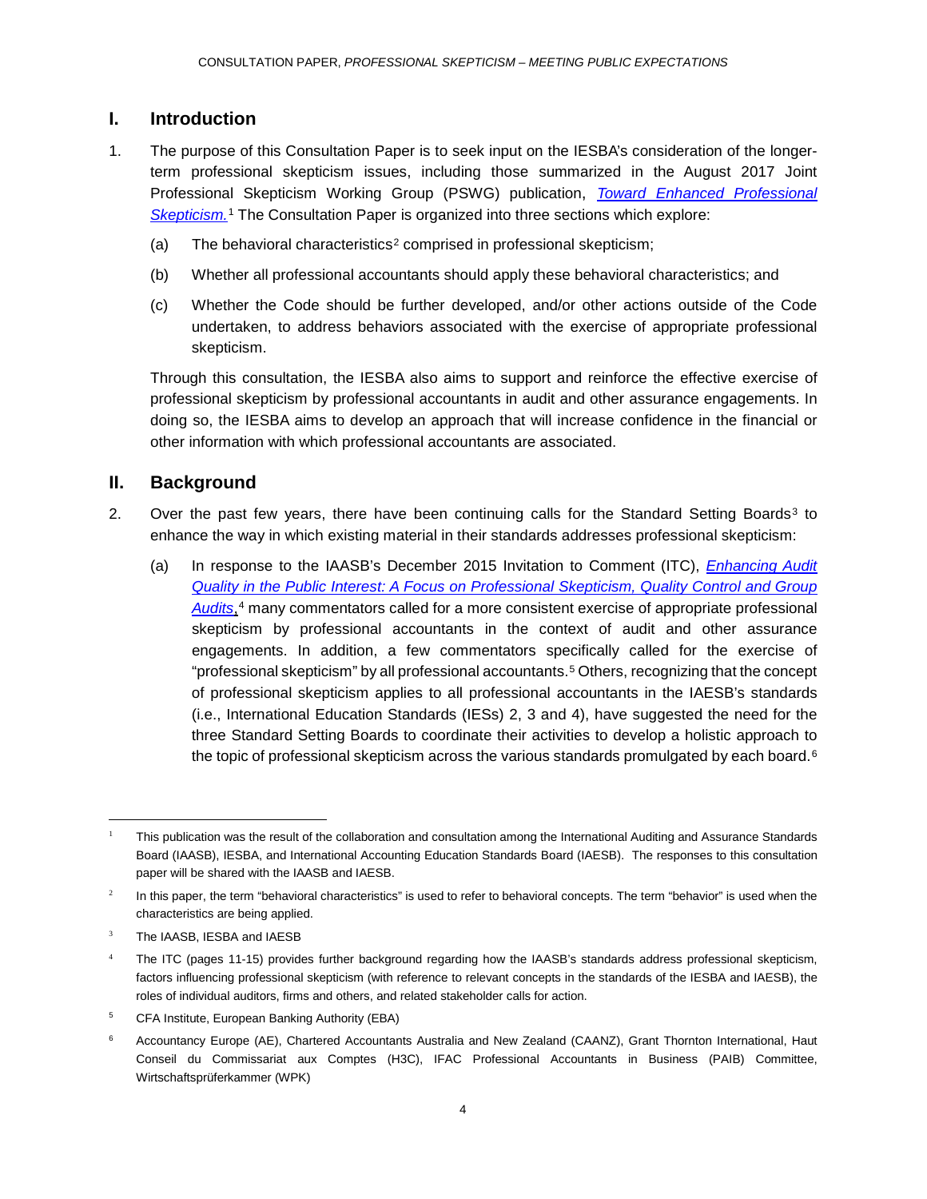## I. Introduction

1. The purpose of this Consultation Paper is to seek input on the IESBA's consideration of the longer-term professional skepticism issues, including those summarized in the August 2017 Joint Professional Skepticism Working Group (PSWG) publication, *Toward Enhanced Professional Skepticism.*[1] The Consultation Paper is organized into three sections which explore:

   (a) The behavioral characteristics[2] comprised in professional skepticism;

   (b) Whether all professional accountants should apply these behavioral characteristics; and

   (c) Whether the Code should be further developed, and/or other actions outside of the Code undertaken, to address behaviors associated with the exercise of appropriate professional skepticism.

   Through this consultation, the IESBA also aims to support and reinforce the effective exercise of professional skepticism by professional accountants in audit and other assurance engagements. In doing so, the IESBA aims to develop an approach that will increase confidence in the financial or other information with which professional accountants are associated.

## II. Background

2. Over the past few years, there have been continuing calls for the Standard Setting Boards[3] to enhance the way in which existing material in their standards addresses professional skepticism:

   (a) In response to the IAASB's December 2015 Invitation to Comment (ITC), *Enhancing Audit Quality in the Public Interest: A Focus on Professional Skepticism, Quality Control and Group Audits*,[4] many commentators called for a more consistent exercise of appropriate professional skepticism by professional accountants in the context of audit and other assurance engagements. In addition, a few commentators specifically called for the exercise of "professional skepticism" by all professional accountants.[5] Others, recognizing that the concept of professional skepticism applies to all professional accountants in the IAESB's standards (i.e., International Education Standards (IESs) 2, 3 and 4), have suggested the need for the three Standard Setting Boards to coordinate their activities to develop a holistic approach to the topic of professional skepticism across the various standards promulgated by each board.[6]

---

[1] This publication was the result of the collaboration and consultation among the International Auditing and Assurance Standards Board (IAASB), IESBA, and International Accounting Education Standards Board (IAESB). The responses to this consultation paper will be shared with the IAASB and IAESB.

[2] In this paper, the term "behavioral characteristics" is used to refer to behavioral concepts. The term "behavior" is used when the characteristics are being applied.

[3] The IAASB, IESBA and IAESB

[4] The ITC (pages 11-15) provides further background regarding how the IAASB's standards address professional skepticism, factors influencing professional skepticism (with reference to relevant concepts in the standards of the IESBA and IAESB), the roles of individual auditors, firms and others, and related stakeholder calls for action.

[5] CFA Institute, European Banking Authority (EBA)

[6] Accountancy Europe (AE), Chartered Accountants Australia and New Zealand (CAANZ), Grant Thornton International, Haut Conseil du Commissariat aux Comptes (H3C), IFAC Professional Accountants in Business (PAIB) Committee, Wirtschaftsprüferkammer (WPK)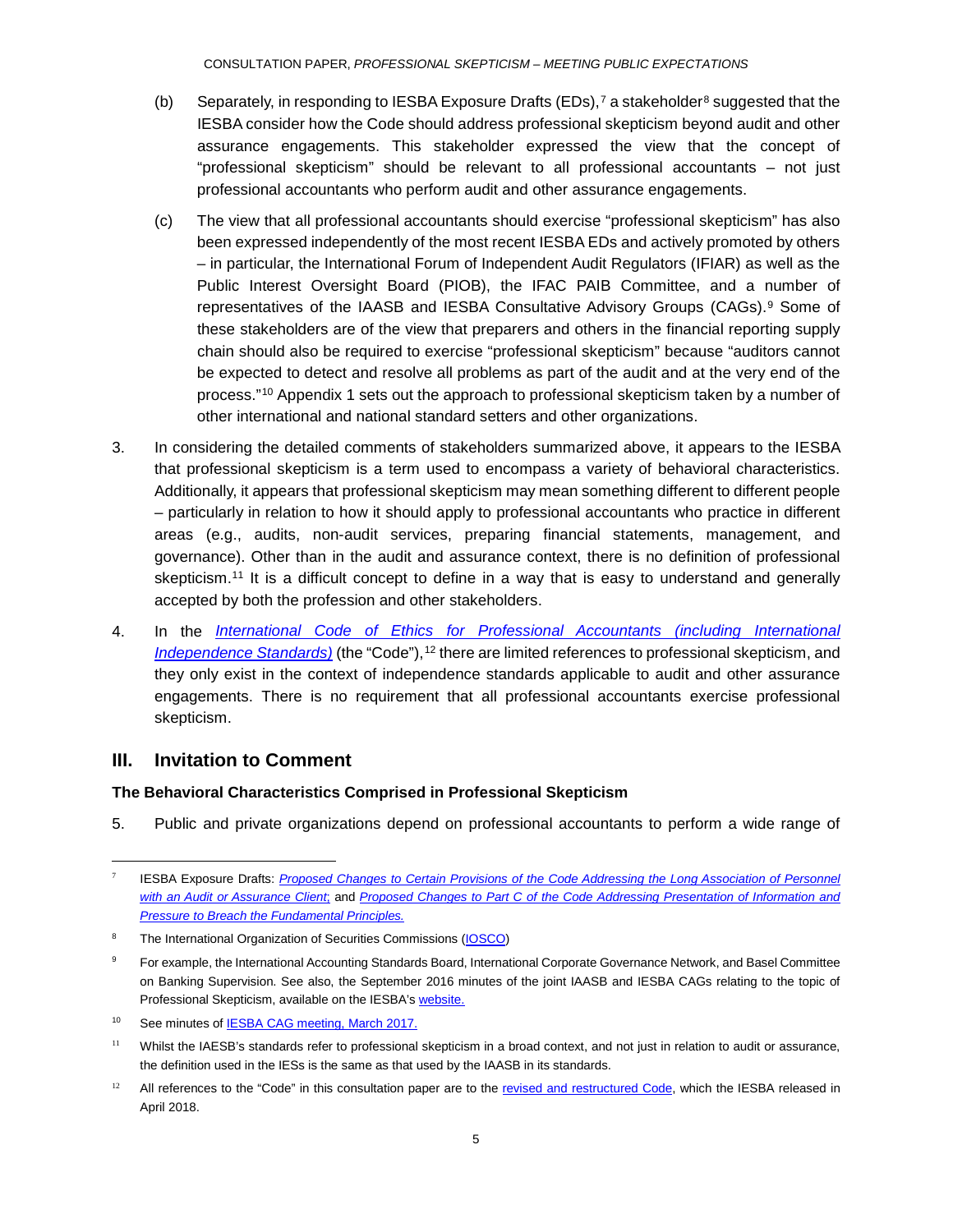(b) Separately, in responding to IESBA Exposure Drafts (EDs),[7] a stakeholder[8] suggested that the IESBA consider how the Code should address professional skepticism beyond audit and other assurance engagements. This stakeholder expressed the view that the concept of "professional skepticism" should be relevant to all professional accountants – not just professional accountants who perform audit and other assurance engagements.

(c) The view that all professional accountants should exercise "professional skepticism" has also been expressed independently of the most recent IESBA EDs and actively promoted by others – in particular, the International Forum of Independent Audit Regulators (IFIAR) as well as the Public Interest Oversight Board (PIOB), the IFAC PAIB Committee, and a number of representatives of the IAASB and IESBA Consultative Advisory Groups (CAGs).[9] Some of these stakeholders are of the view that preparers and others in the financial reporting supply chain should also be required to exercise "professional skepticism" because "auditors cannot be expected to detect and resolve all problems as part of the audit and at the very end of the process."[10] Appendix 1 sets out the approach to professional skepticism taken by a number of other international and national standard setters and other organizations.

3. In considering the detailed comments of stakeholders summarized above, it appears to the IESBA that professional skepticism is a term used to encompass a variety of behavioral characteristics. Additionally, it appears that professional skepticism may mean something different to different people – particularly in relation to how it should apply to professional accountants who practice in different areas (e.g., audits, non-audit services, preparing financial statements, management, and governance). Other than in the audit and assurance context, there is no definition of professional skepticism.[11] It is a difficult concept to define in a way that is easy to understand and generally accepted by both the profession and other stakeholders.

4. In the *International Code of Ethics for Professional Accountants (including International Independence Standards)* (the "Code"),[12] there are limited references to professional skepticism, and they only exist in the context of independence standards applicable to audit and other assurance engagements. There is no requirement that all professional accountants exercise professional skepticism.

## III. Invitation to Comment

### The Behavioral Characteristics Comprised in Professional Skepticism

5. Public and private organizations depend on professional accountants to perform a wide range of

---

[7] IESBA Exposure Drafts: *Proposed Changes to Certain Provisions of the Code Addressing the Long Association of Personnel with an Audit or Assurance Client*; and *Proposed Changes to Part C of the Code Addressing Presentation of Information and Pressure to Breach the Fundamental Principles.*

[8] The International Organization of Securities Commissions (IOSCO)

[9] For example, the International Accounting Standards Board, International Corporate Governance Network, and Basel Committee on Banking Supervision. See also, the September 2016 minutes of the joint IAASB and IESBA CAGs relating to the topic of Professional Skepticism, available on the IESBA's website.

[10] See minutes of IESBA CAG meeting, March 2017.

[11] Whilst the IAESB's standards refer to professional skepticism in a broad context, and not just in relation to audit or assurance, the definition used in the IESs is the same as that used by the IAASB in its standards.

[12] All references to the "Code" in this consultation paper are to the revised and restructured Code, which the IESBA released in April 2018.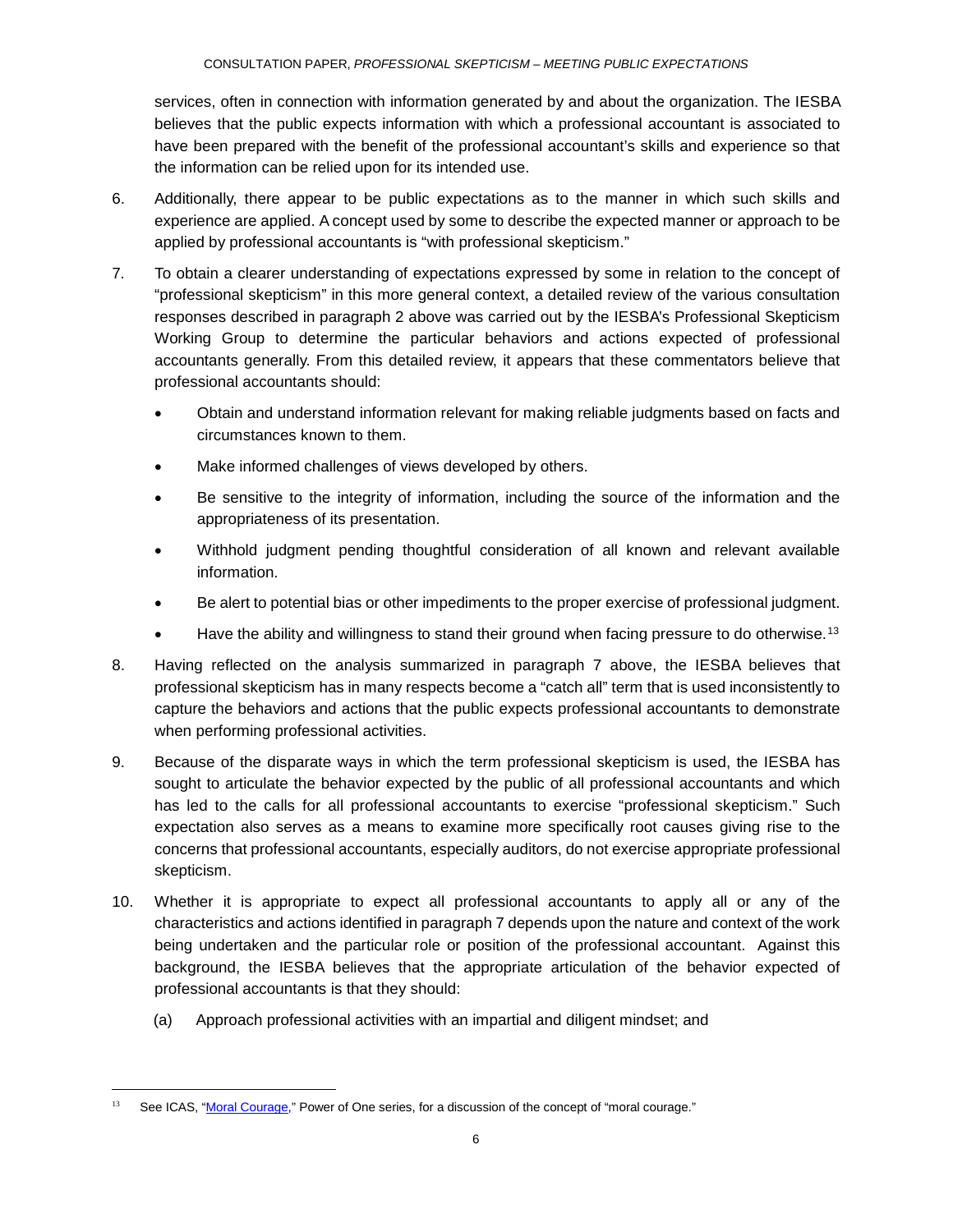services, often in connection with information generated by and about the organization. The IESBA believes that the public expects information with which a professional accountant is associated to have been prepared with the benefit of the professional accountant's skills and experience so that the information can be relied upon for its intended use.

6. Additionally, there appear to be public expectations as to the manner in which such skills and experience are applied. A concept used by some to describe the expected manner or approach to be applied by professional accountants is "with professional skepticism."

7. To obtain a clearer understanding of expectations expressed by some in relation to the concept of "professional skepticism" in this more general context, a detailed review of the various consultation responses described in paragraph 2 above was carried out by the IESBA's Professional Skepticism Working Group to determine the particular behaviors and actions expected of professional accountants generally. From this detailed review, it appears that these commentators believe that professional accountants should:

   - Obtain and understand information relevant for making reliable judgments based on facts and circumstances known to them.
   - Make informed challenges of views developed by others.
   - Be sensitive to the integrity of information, including the source of the information and the appropriateness of its presentation.
   - Withhold judgment pending thoughtful consideration of all known and relevant available information.
   - Be alert to potential bias or other impediments to the proper exercise of professional judgment.
   - Have the ability and willingness to stand their ground when facing pressure to do otherwise.[13]

8. Having reflected on the analysis summarized in paragraph 7 above, the IESBA believes that professional skepticism has in many respects become a "catch all" term that is used inconsistently to capture the behaviors and actions that the public expects professional accountants to demonstrate when performing professional activities.

9. Because of the disparate ways in which the term professional skepticism is used, the IESBA has sought to articulate the behavior expected by the public of all professional accountants and which has led to the calls for all professional accountants to exercise "professional skepticism." Such expectation also serves as a means to examine more specifically root causes giving rise to the concerns that professional accountants, especially auditors, do not exercise appropriate professional skepticism.

10. Whether it is appropriate to expect all professional accountants to apply all or any of the characteristics and actions identified in paragraph 7 depends upon the nature and context of the work being undertaken and the particular role or position of the professional accountant. Against this background, the IESBA believes that the appropriate articulation of the behavior expected of professional accountants is that they should:

    (a) Approach professional activities with an impartial and diligent mindset; and

---

[13] See ICAS, "Moral Courage," Power of One series, for a discussion of the concept of "moral courage."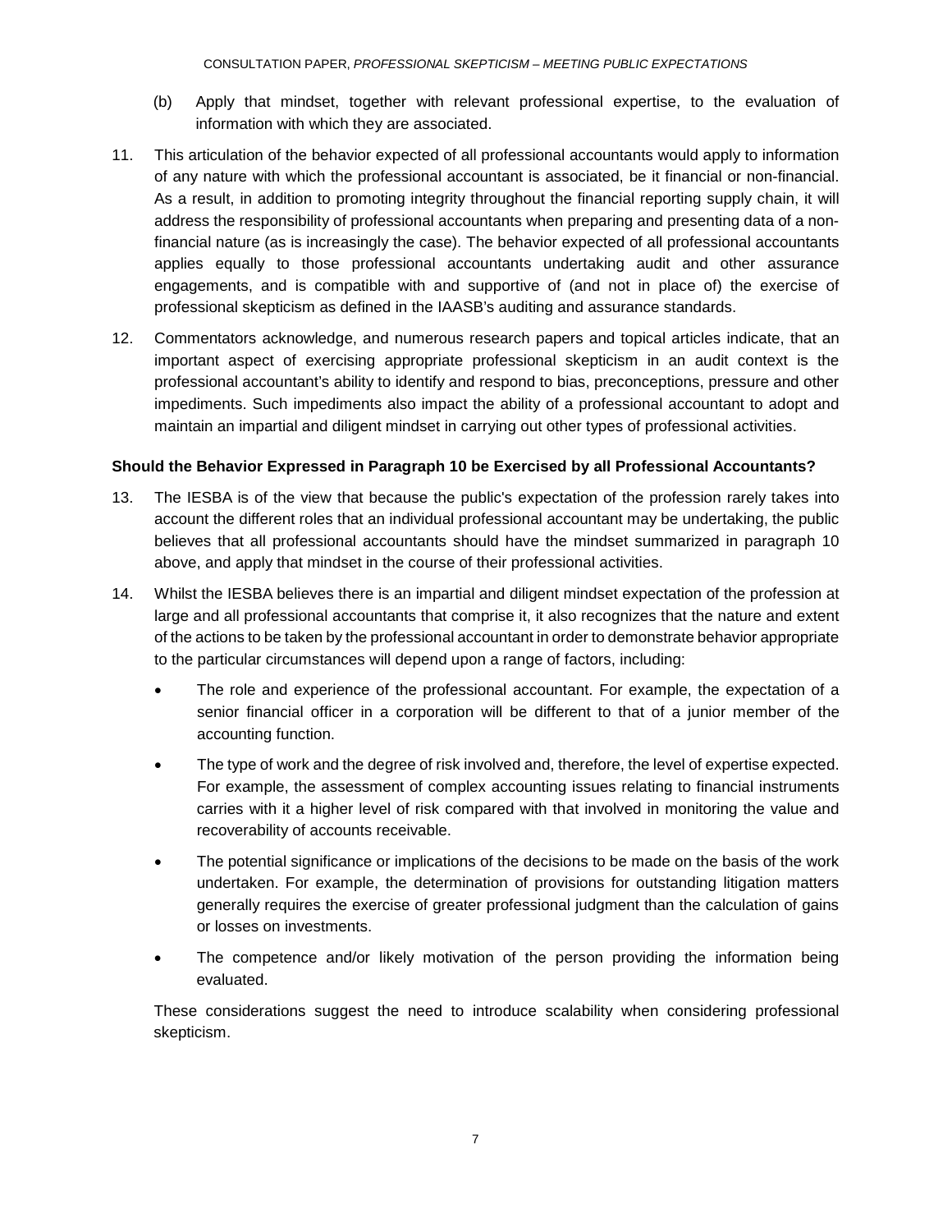(b) Apply that mindset, together with relevant professional expertise, to the evaluation of information with which they are associated.

11. This articulation of the behavior expected of all professional accountants would apply to information of any nature with which the professional accountant is associated, be it financial or non-financial. As a result, in addition to promoting integrity throughout the financial reporting supply chain, it will address the responsibility of professional accountants when preparing and presenting data of a non-financial nature (as is increasingly the case). The behavior expected of all professional accountants applies equally to those professional accountants undertaking audit and other assurance engagements, and is compatible with and supportive of (and not in place of) the exercise of professional skepticism as defined in the IAASB's auditing and assurance standards.

12. Commentators acknowledge, and numerous research papers and topical articles indicate, that an important aspect of exercising appropriate professional skepticism in an audit context is the professional accountant's ability to identify and respond to bias, preconceptions, pressure and other impediments. Such impediments also impact the ability of a professional accountant to adopt and maintain an impartial and diligent mindset in carrying out other types of professional activities.

**Should the Behavior Expressed in Paragraph 10 be Exercised by all Professional Accountants?**

13. The IESBA is of the view that because the public's expectation of the profession rarely takes into account the different roles that an individual professional accountant may be undertaking, the public believes that all professional accountants should have the mindset summarized in paragraph 10 above, and apply that mindset in the course of their professional activities.

14. Whilst the IESBA believes there is an impartial and diligent mindset expectation of the profession at large and all professional accountants that comprise it, it also recognizes that the nature and extent of the actions to be taken by the professional accountant in order to demonstrate behavior appropriate to the particular circumstances will depend upon a range of factors, including:

   - The role and experience of the professional accountant. For example, the expectation of a senior financial officer in a corporation will be different to that of a junior member of the accounting function.
   - The type of work and the degree of risk involved and, therefore, the level of expertise expected. For example, the assessment of complex accounting issues relating to financial instruments carries with it a higher level of risk compared with that involved in monitoring the value and recoverability of accounts receivable.
   - The potential significance or implications of the decisions to be made on the basis of the work undertaken. For example, the determination of provisions for outstanding litigation matters generally requires the exercise of greater professional judgment than the calculation of gains or losses on investments.
   - The competence and/or likely motivation of the person providing the information being evaluated.

   These considerations suggest the need to introduce scalability when considering professional skepticism.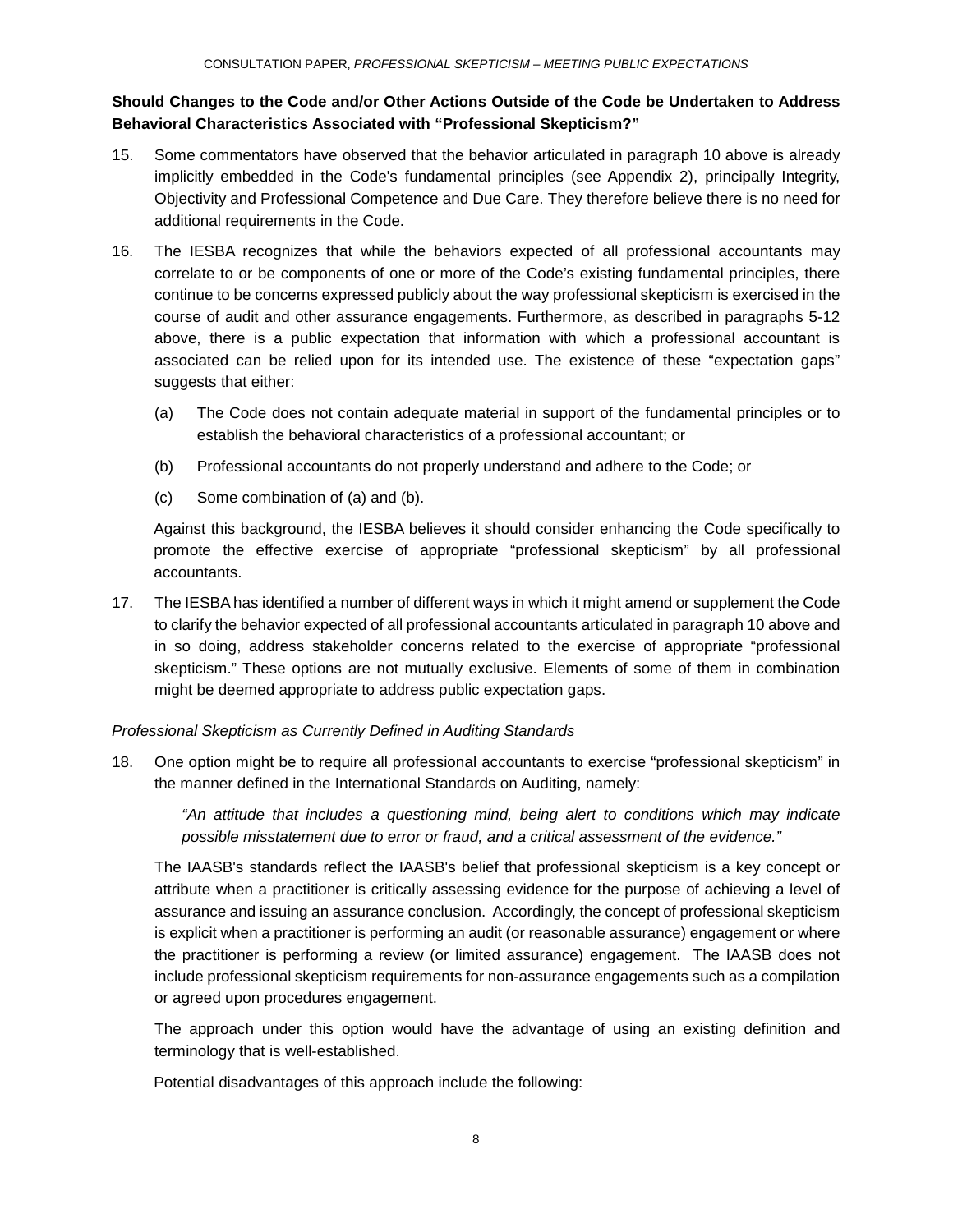### Should Changes to the Code and/or Other Actions Outside of the Code be Undertaken to Address Behavioral Characteristics Associated with "Professional Skepticism?"

15. Some commentators have observed that the behavior articulated in paragraph 10 above is already implicitly embedded in the Code's fundamental principles (see Appendix 2), principally Integrity, Objectivity and Professional Competence and Due Care. They therefore believe there is no need for additional requirements in the Code.

16. The IESBA recognizes that while the behaviors expected of all professional accountants may correlate to or be components of one or more of the Code's existing fundamental principles, there continue to be concerns expressed publicly about the way professional skepticism is exercised in the course of audit and other assurance engagements. Furthermore, as described in paragraphs 5-12 above, there is a public expectation that information with which a professional accountant is associated can be relied upon for its intended use. The existence of these "expectation gaps" suggests that either:

    (a) The Code does not contain adequate material in support of the fundamental principles or to establish the behavioral characteristics of a professional accountant; or

    (b) Professional accountants do not properly understand and adhere to the Code; or

    (c) Some combination of (a) and (b).

    Against this background, the IESBA believes it should consider enhancing the Code specifically to promote the effective exercise of appropriate "professional skepticism" by all professional accountants.

17. The IESBA has identified a number of different ways in which it might amend or supplement the Code to clarify the behavior expected of all professional accountants articulated in paragraph 10 above and in so doing, address stakeholder concerns related to the exercise of appropriate "professional skepticism." These options are not mutually exclusive. Elements of some of them in combination might be deemed appropriate to address public expectation gaps.

*Professional Skepticism as Currently Defined in Auditing Standards*

18. One option might be to require all professional accountants to exercise "professional skepticism" in the manner defined in the International Standards on Auditing, namely:

    *"An attitude that includes a questioning mind, being alert to conditions which may indicate possible misstatement due to error or fraud, and a critical assessment of the evidence."*

    The IAASB's standards reflect the IAASB's belief that professional skepticism is a key concept or attribute when a practitioner is critically assessing evidence for the purpose of achieving a level of assurance and issuing an assurance conclusion. Accordingly, the concept of professional skepticism is explicit when a practitioner is performing an audit (or reasonable assurance) engagement or where the practitioner is performing a review (or limited assurance) engagement. The IAASB does not include professional skepticism requirements for non-assurance engagements such as a compilation or agreed upon procedures engagement.

    The approach under this option would have the advantage of using an existing definition and terminology that is well-established.

    Potential disadvantages of this approach include the following: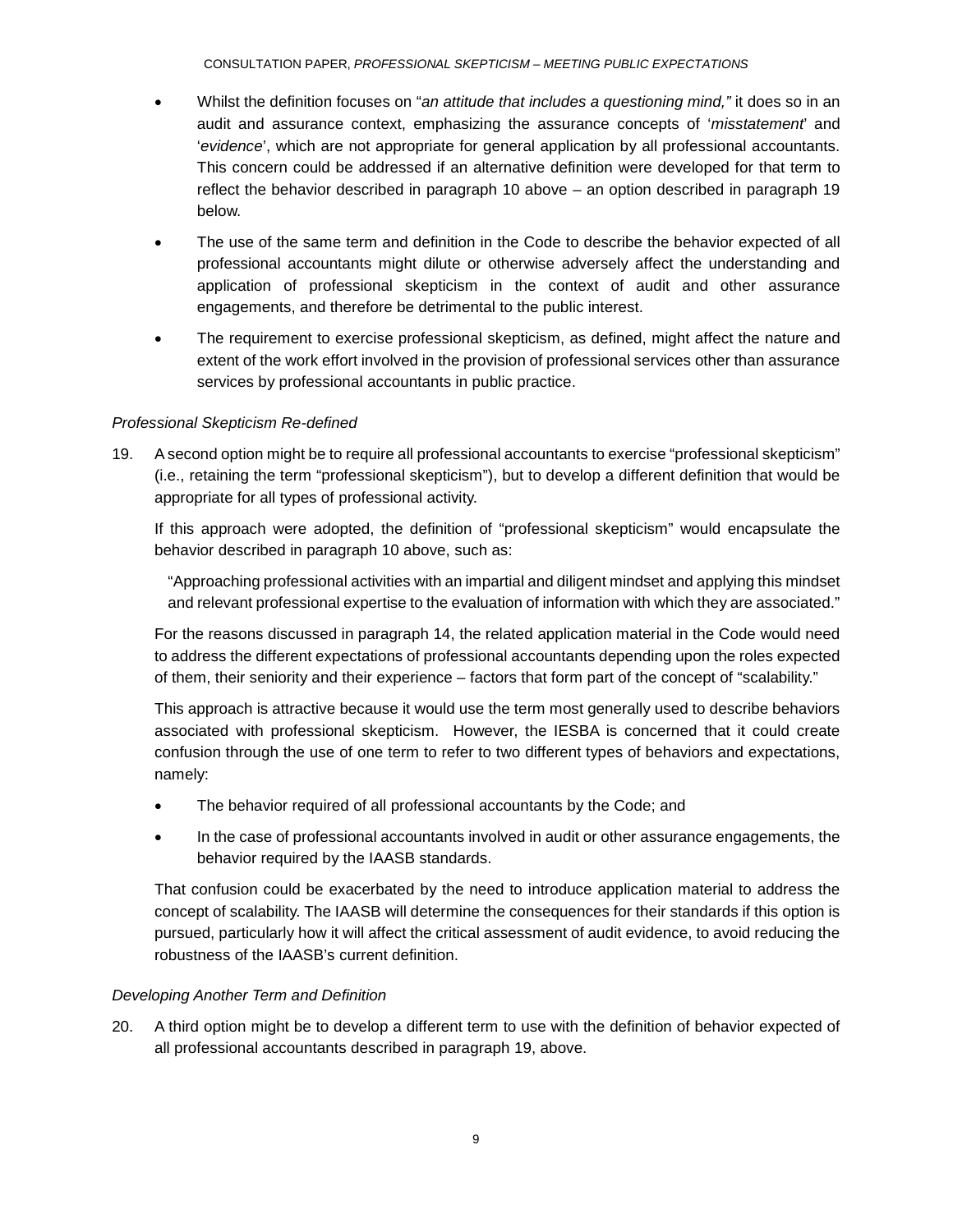- Whilst the definition focuses on "*an attitude that includes a questioning mind,"* it does so in an audit and assurance context, emphasizing the assurance concepts of '*misstatement*' and '*evidence*', which are not appropriate for general application by all professional accountants. This concern could be addressed if an alternative definition were developed for that term to reflect the behavior described in paragraph 10 above – an option described in paragraph 19 below.
- The use of the same term and definition in the Code to describe the behavior expected of all professional accountants might dilute or otherwise adversely affect the understanding and application of professional skepticism in the context of audit and other assurance engagements, and therefore be detrimental to the public interest.
- The requirement to exercise professional skepticism, as defined, might affect the nature and extent of the work effort involved in the provision of professional services other than assurance services by professional accountants in public practice.

*Professional Skepticism Re-defined*

19. A second option might be to require all professional accountants to exercise "professional skepticism" (i.e., retaining the term "professional skepticism"), but to develop a different definition that would be appropriate for all types of professional activity.

    If this approach were adopted, the definition of "professional skepticism" would encapsulate the behavior described in paragraph 10 above, such as:

    > "Approaching professional activities with an impartial and diligent mindset and applying this mindset and relevant professional expertise to the evaluation of information with which they are associated."

    For the reasons discussed in paragraph 14, the related application material in the Code would need to address the different expectations of professional accountants depending upon the roles expected of them, their seniority and their experience – factors that form part of the concept of "scalability."

    This approach is attractive because it would use the term most generally used to describe behaviors associated with professional skepticism. However, the IESBA is concerned that it could create confusion through the use of one term to refer to two different types of behaviors and expectations, namely:

    - The behavior required of all professional accountants by the Code; and
    - In the case of professional accountants involved in audit or other assurance engagements, the behavior required by the IAASB standards.

    That confusion could be exacerbated by the need to introduce application material to address the concept of scalability. The IAASB will determine the consequences for their standards if this option is pursued, particularly how it will affect the critical assessment of audit evidence, to avoid reducing the robustness of the IAASB's current definition.

*Developing Another Term and Definition*

20. A third option might be to develop a different term to use with the definition of behavior expected of all professional accountants described in paragraph 19, above.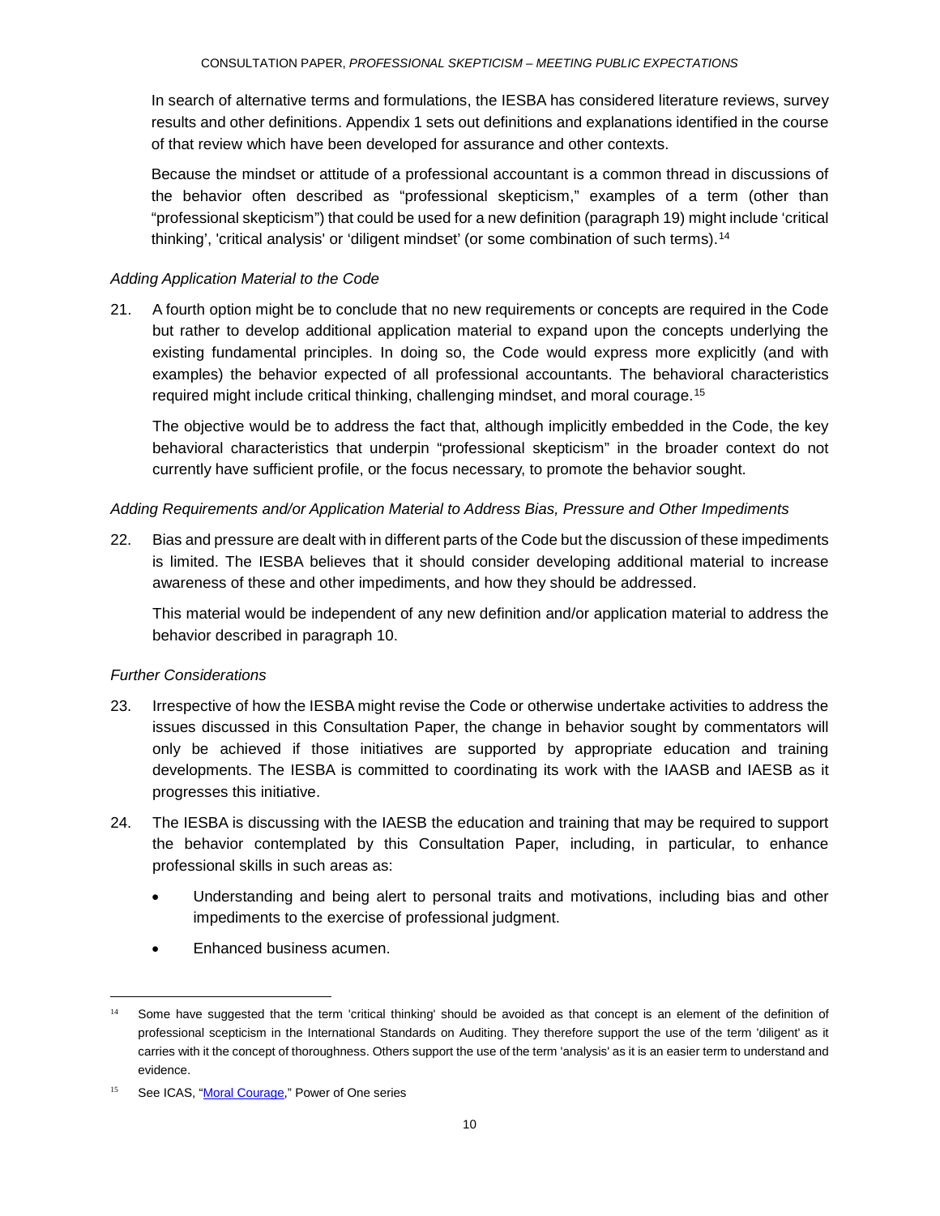In search of alternative terms and formulations, the IESBA has considered literature reviews, survey results and other definitions. Appendix 1 sets out definitions and explanations identified in the course of that review which have been developed for assurance and other contexts.

Because the mindset or attitude of a professional accountant is a common thread in discussions of the behavior often described as "professional skepticism," examples of a term (other than "professional skepticism") that could be used for a new definition (paragraph 19) might include 'critical thinking', 'critical analysis' or 'diligent mindset' (or some combination of such terms).[14]

*Adding Application Material to the Code*

21. A fourth option might be to conclude that no new requirements or concepts are required in the Code but rather to develop additional application material to expand upon the concepts underlying the existing fundamental principles. In doing so, the Code would express more explicitly (and with examples) the behavior expected of all professional accountants. The behavioral characteristics required might include critical thinking, challenging mindset, and moral courage.[15]

    The objective would be to address the fact that, although implicitly embedded in the Code, the key behavioral characteristics that underpin "professional skepticism" in the broader context do not currently have sufficient profile, or the focus necessary, to promote the behavior sought.

*Adding Requirements and/or Application Material to Address Bias, Pressure and Other Impediments*

22. Bias and pressure are dealt with in different parts of the Code but the discussion of these impediments is limited. The IESBA believes that it should consider developing additional material to increase awareness of these and other impediments, and how they should be addressed.

    This material would be independent of any new definition and/or application material to address the behavior described in paragraph 10.

*Further Considerations*

23. Irrespective of how the IESBA might revise the Code or otherwise undertake activities to address the issues discussed in this Consultation Paper, the change in behavior sought by commentators will only be achieved if those initiatives are supported by appropriate education and training developments. The IESBA is committed to coordinating its work with the IAASB and IAESB as it progresses this initiative.

24. The IESBA is discussing with the IAESB the education and training that may be required to support the behavior contemplated by this Consultation Paper, including, in particular, to enhance professional skills in such areas as:

    - Understanding and being alert to personal traits and motivations, including bias and other impediments to the exercise of professional judgment.
    - Enhanced business acumen.

---

[14] Some have suggested that the term 'critical thinking' should be avoided as that concept is an element of the definition of professional scepticism in the International Standards on Auditing. They therefore support the use of the term 'diligent' as it carries with it the concept of thoroughness. Others support the use of the term 'analysis' as it is an easier term to understand and evidence.

[15] See ICAS, "Moral Courage," Power of One series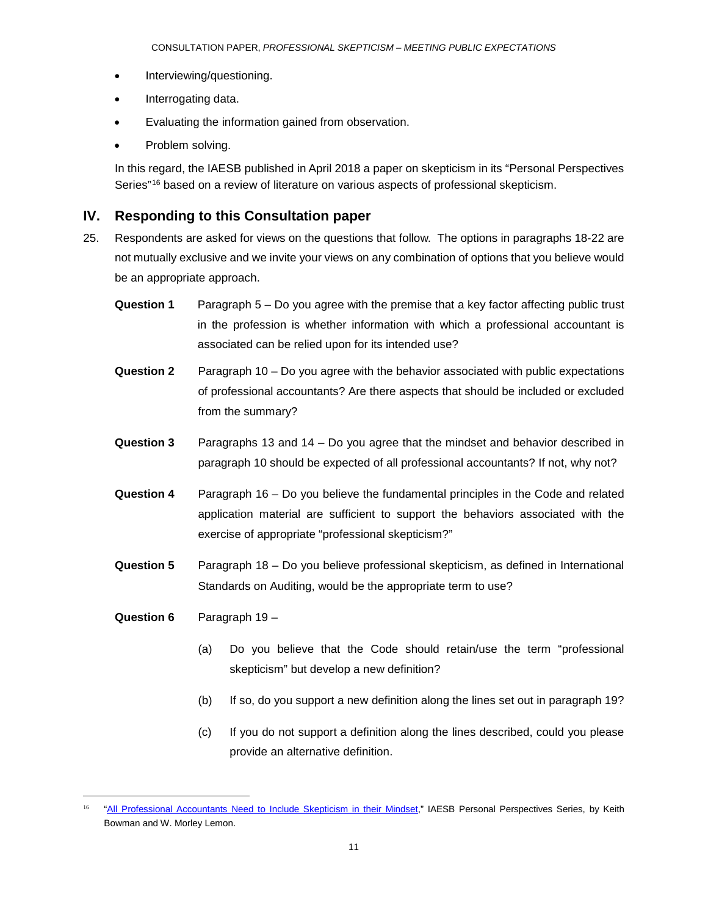- Interviewing/questioning.
- Interrogating data.
- Evaluating the information gained from observation.
- Problem solving.

In this regard, the IAESB published in April 2018 a paper on skepticism in its "Personal Perspectives Series"[16] based on a review of literature on various aspects of professional skepticism.

## IV. Responding to this Consultation paper

25. Respondents are asked for views on the questions that follow. The options in paragraphs 18-22 are not mutually exclusive and we invite your views on any combination of options that you believe would be an appropriate approach.

**Question 1** Paragraph 5 – Do you agree with the premise that a key factor affecting public trust in the profession is whether information with which a professional accountant is associated can be relied upon for its intended use?

**Question 2** Paragraph 10 – Do you agree with the behavior associated with public expectations of professional accountants? Are there aspects that should be included or excluded from the summary?

**Question 3** Paragraphs 13 and 14 – Do you agree that the mindset and behavior described in paragraph 10 should be expected of all professional accountants? If not, why not?

**Question 4** Paragraph 16 – Do you believe the fundamental principles in the Code and related application material are sufficient to support the behaviors associated with the exercise of appropriate "professional skepticism?"

**Question 5** Paragraph 18 – Do you believe professional skepticism, as defined in International Standards on Auditing, would be the appropriate term to use?

**Question 6** Paragraph 19 –

(a) Do you believe that the Code should retain/use the term "professional skepticism" but develop a new definition?

(b) If so, do you support a new definition along the lines set out in paragraph 19?

(c) If you do not support a definition along the lines described, could you please provide an alternative definition.

---

[16] "All Professional Accountants Need to Include Skepticism in their Mindset," IAESB Personal Perspectives Series, by Keith Bowman and W. Morley Lemon.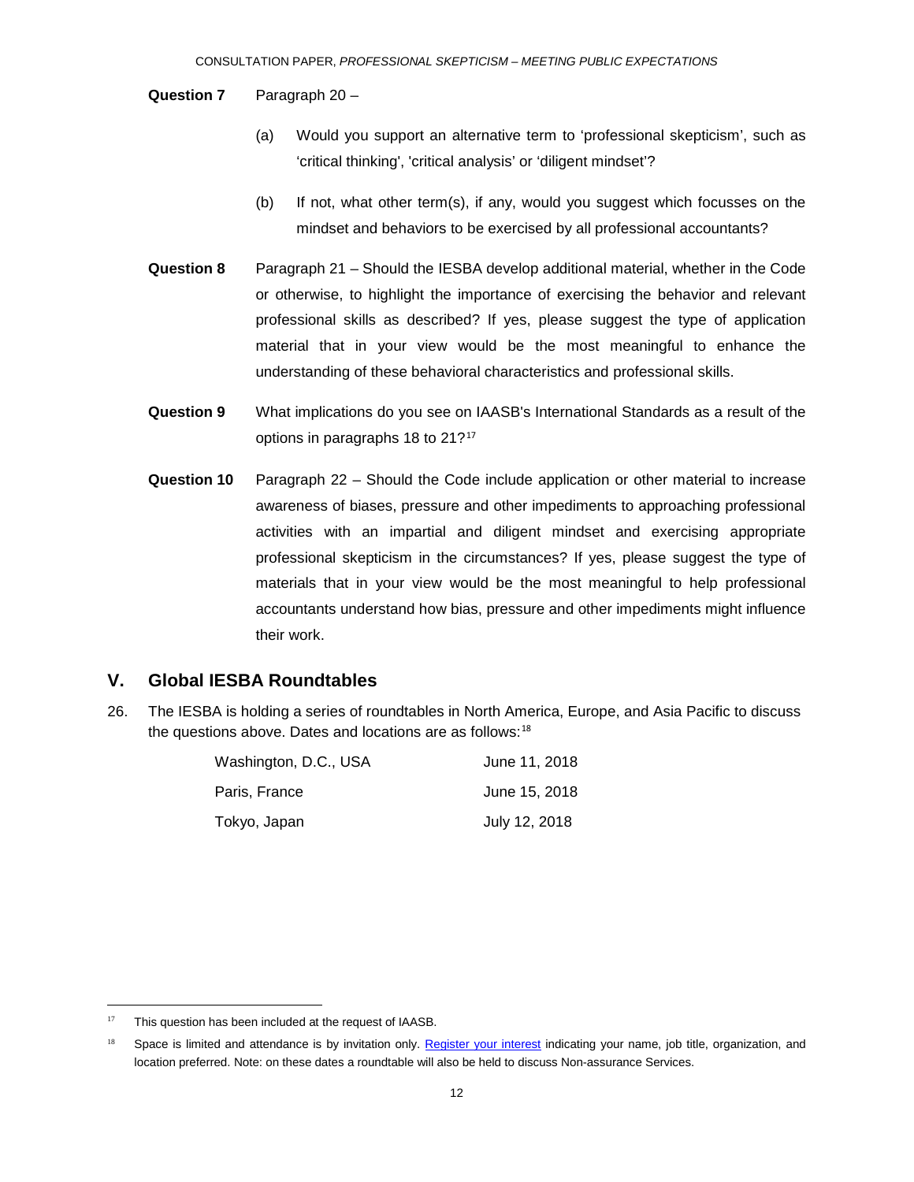**Question 7** Paragraph 20 –

(a) Would you support an alternative term to 'professional skepticism', such as 'critical thinking', 'critical analysis' or 'diligent mindset'?

(b) If not, what other term(s), if any, would you suggest which focusses on the mindset and behaviors to be exercised by all professional accountants?

**Question 8** Paragraph 21 – Should the IESBA develop additional material, whether in the Code or otherwise, to highlight the importance of exercising the behavior and relevant professional skills as described? If yes, please suggest the type of application material that in your view would be the most meaningful to enhance the understanding of these behavioral characteristics and professional skills.

**Question 9** What implications do you see on IAASB's International Standards as a result of the options in paragraphs 18 to 21?[17]

**Question 10** Paragraph 22 – Should the Code include application or other material to increase awareness of biases, pressure and other impediments to approaching professional activities with an impartial and diligent mindset and exercising appropriate professional skepticism in the circumstances? If yes, please suggest the type of materials that in your view would be the most meaningful to help professional accountants understand how bias, pressure and other impediments might influence their work.

## V. Global IESBA Roundtables

26. The IESBA is holding a series of roundtables in North America, Europe, and Asia Pacific to discuss the questions above. Dates and locations are as follows:[18]

| Location | Date |
|---|---|
| Washington, D.C., USA | June 11, 2018 |
| Paris, France | June 15, 2018 |
| Tokyo, Japan | July 12, 2018 |

---

[17] This question has been included at the request of IAASB.

[18] Space is limited and attendance is by invitation only. Register your interest indicating your name, job title, organization, and location preferred. Note: on these dates a roundtable will also be held to discuss Non-assurance Services.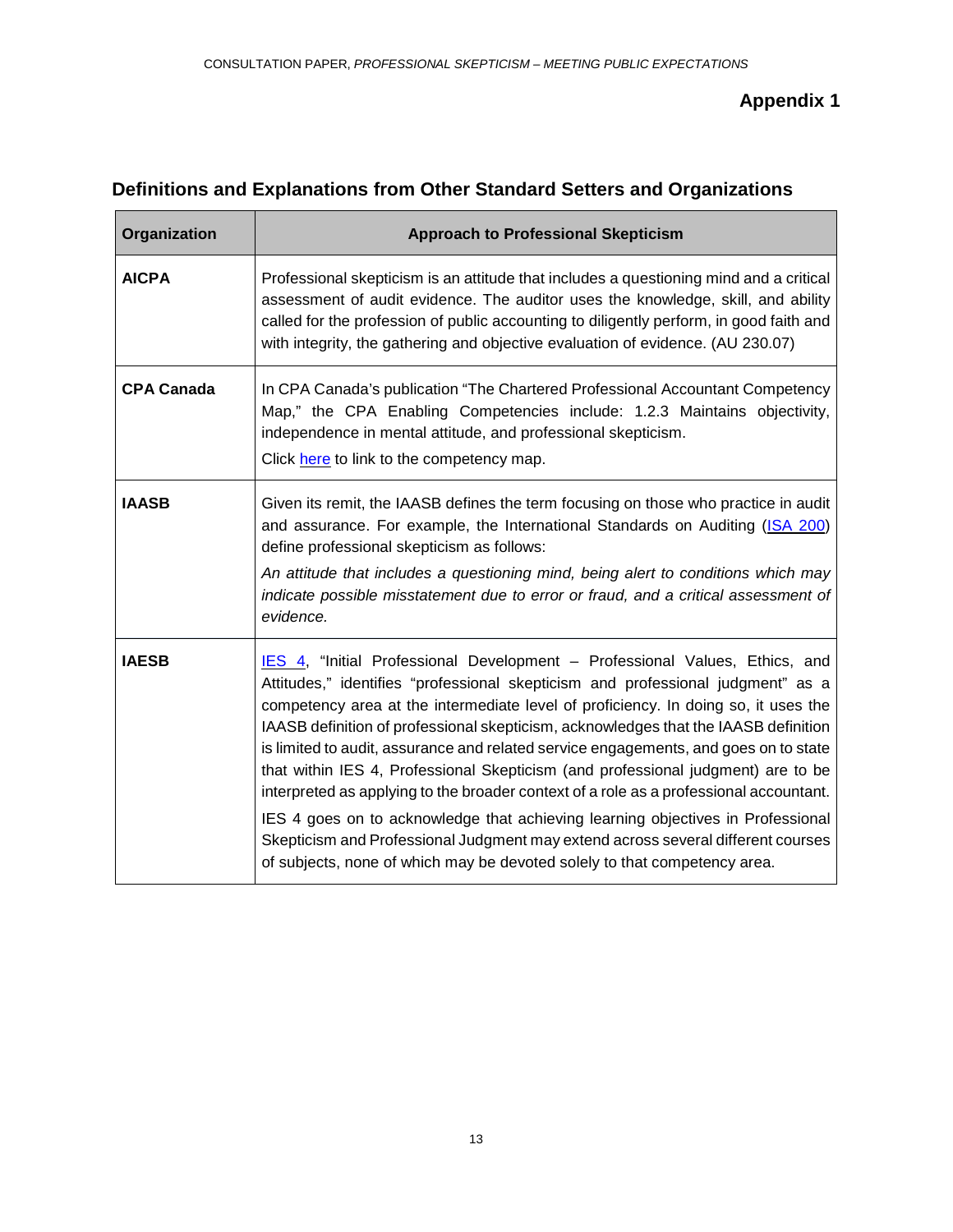## Appendix 1

## Definitions and Explanations from Other Standard Setters and Organizations

| Organization | Approach to Professional Skepticism |
|---|---|
| **AICPA** | Professional skepticism is an attitude that includes a questioning mind and a critical assessment of audit evidence. The auditor uses the knowledge, skill, and ability called for the profession of public accounting to diligently perform, in good faith and with integrity, the gathering and objective evaluation of evidence. (AU 230.07) |
| **CPA Canada** | In CPA Canada's publication "The Chartered Professional Accountant Competency Map," the CPA Enabling Competencies include: 1.2.3 Maintains objectivity, independence in mental attitude, and professional skepticism.<br>Click here to link to the competency map. |
| **IAASB** | Given its remit, the IAASB defines the term focusing on those who practice in audit and assurance. For example, the International Standards on Auditing (ISA 200) define professional skepticism as follows:<br>*An attitude that includes a questioning mind, being alert to conditions which may indicate possible misstatement due to error or fraud, and a critical assessment of evidence.* |
| **IAESB** | IES 4, "Initial Professional Development – Professional Values, Ethics, and Attitudes," identifies "professional skepticism and professional judgment" as a competency area at the intermediate level of proficiency. In doing so, it uses the IAASB definition of professional skepticism, acknowledges that the IAASB definition is limited to audit, assurance and related service engagements, and goes on to state that within IES 4, Professional Skepticism (and professional judgment) are to be interpreted as applying to the broader context of a role as a professional accountant.<br>IES 4 goes on to acknowledge that achieving learning objectives in Professional Skepticism and Professional Judgment may extend across several different courses of subjects, none of which may be devoted solely to that competency area. |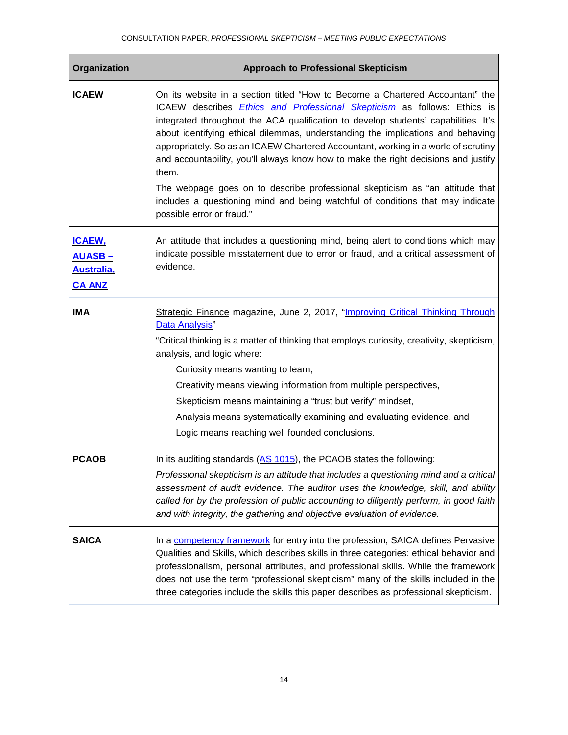| Organization | Approach to Professional Skepticism |
|---|---|
| **ICAEW** | On its website in a section titled "How to Become a Chartered Accountant" the ICAEW describes *Ethics and Professional Skepticism* as follows: Ethics is integrated throughout the ACA qualification to develop students' capabilities. It's about identifying ethical dilemmas, understanding the implications and behaving appropriately. So as an ICAEW Chartered Accountant, working in a world of scrutiny and accountability, you'll always know how to make the right decisions and justify them.<br><br>The webpage goes on to describe professional skepticism as "an attitude that includes a questioning mind and being watchful of conditions that may indicate possible error or fraud." |
| **ICAEW, AUASB – Australia, CA ANZ** | An attitude that includes a questioning mind, being alert to conditions which may indicate possible misstatement due to error or fraud, and a critical assessment of evidence. |
| **IMA** | Strategic Finance magazine, June 2, 2017, "Improving Critical Thinking Through Data Analysis"<br><br>"Critical thinking is a matter of thinking that employs curiosity, creativity, skepticism, analysis, and logic where:<br><br>Curiosity means wanting to learn,<br>Creativity means viewing information from multiple perspectives,<br>Skepticism means maintaining a "trust but verify" mindset,<br>Analysis means systematically examining and evaluating evidence, and<br>Logic means reaching well founded conclusions. |
| **PCAOB** | In its auditing standards (AS 1015), the PCAOB states the following:<br><br>*Professional skepticism is an attitude that includes a questioning mind and a critical assessment of audit evidence. The auditor uses the knowledge, skill, and ability called for by the profession of public accounting to diligently perform, in good faith and with integrity, the gathering and objective evaluation of evidence.* |
| **SAICA** | In a competency framework for entry into the profession, SAICA defines Pervasive Qualities and Skills, which describes skills in three categories: ethical behavior and professionalism, personal attributes, and professional skills. While the framework does not use the term "professional skepticism" many of the skills included in the three categories include the skills this paper describes as professional skepticism. |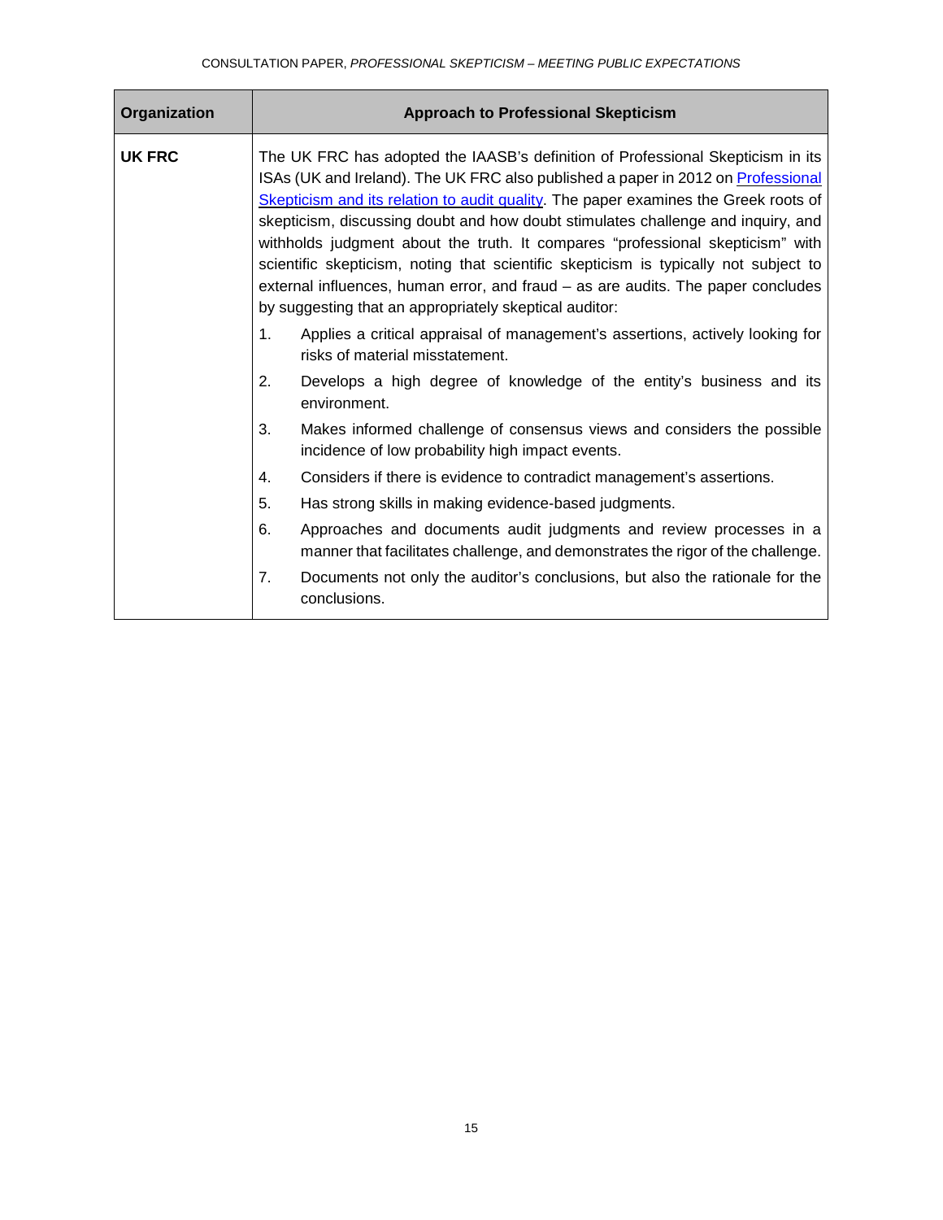| Organization | Approach to Professional Skepticism |
| --- | --- |
| **UK FRC** | The UK FRC has adopted the IAASB's definition of Professional Skepticism in its ISAs (UK and Ireland). The UK FRC also published a paper in 2012 on [Professional Skepticism and its relation to audit quality](). The paper examines the Greek roots of skepticism, discussing doubt and how doubt stimulates challenge and inquiry, and withholds judgment about the truth. It compares "professional skepticism" with scientific skepticism, noting that scientific skepticism is typically not subject to external influences, human error, and fraud – as are audits. The paper concludes by suggesting that an appropriately skeptical auditor:<br>1. Applies a critical appraisal of management's assertions, actively looking for risks of material misstatement.<br>2. Develops a high degree of knowledge of the entity's business and its environment.<br>3. Makes informed challenge of consensus views and considers the possible incidence of low probability high impact events.<br>4. Considers if there is evidence to contradict management's assertions.<br>5. Has strong skills in making evidence-based judgments.<br>6. Approaches and documents audit judgments and review processes in a manner that facilitates challenge, and demonstrates the rigor of the challenge.<br>7. Documents not only the auditor's conclusions, but also the rationale for the conclusions. |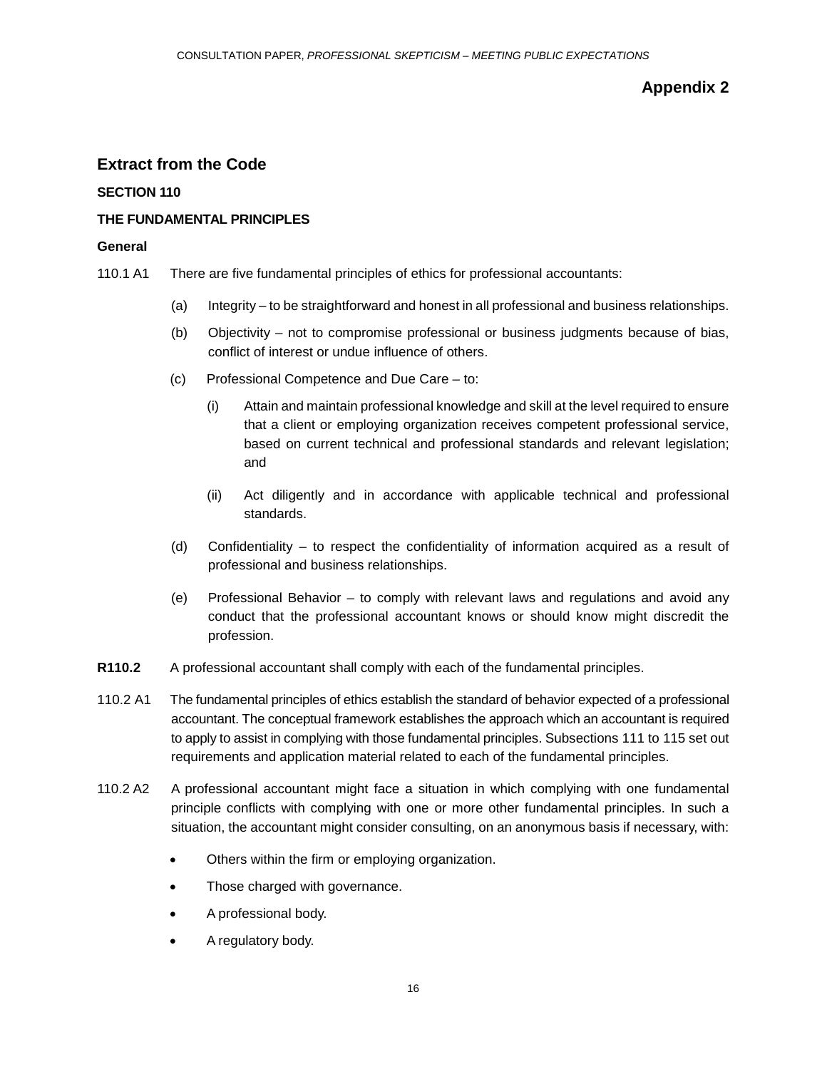# Appendix 2

## Extract from the Code

**SECTION 110**

**THE FUNDAMENTAL PRINCIPLES**

**General**

110.1 A1 There are five fundamental principles of ethics for professional accountants:

(a) Integrity – to be straightforward and honest in all professional and business relationships.

(b) Objectivity – not to compromise professional or business judgments because of bias, conflict of interest or undue influence of others.

(c) Professional Competence and Due Care – to:

(i) Attain and maintain professional knowledge and skill at the level required to ensure that a client or employing organization receives competent professional service, based on current technical and professional standards and relevant legislation; and

(ii) Act diligently and in accordance with applicable technical and professional standards.

(d) Confidentiality – to respect the confidentiality of information acquired as a result of professional and business relationships.

(e) Professional Behavior – to comply with relevant laws and regulations and avoid any conduct that the professional accountant knows or should know might discredit the profession.

**R110.2** A professional accountant shall comply with each of the fundamental principles.

110.2 A1 The fundamental principles of ethics establish the standard of behavior expected of a professional accountant. The conceptual framework establishes the approach which an accountant is required to apply to assist in complying with those fundamental principles. Subsections 111 to 115 set out requirements and application material related to each of the fundamental principles.

110.2 A2 A professional accountant might face a situation in which complying with one fundamental principle conflicts with complying with one or more other fundamental principles. In such a situation, the accountant might consider consulting, on an anonymous basis if necessary, with:

- Others within the firm or employing organization.
- Those charged with governance.
- A professional body.
- A regulatory body.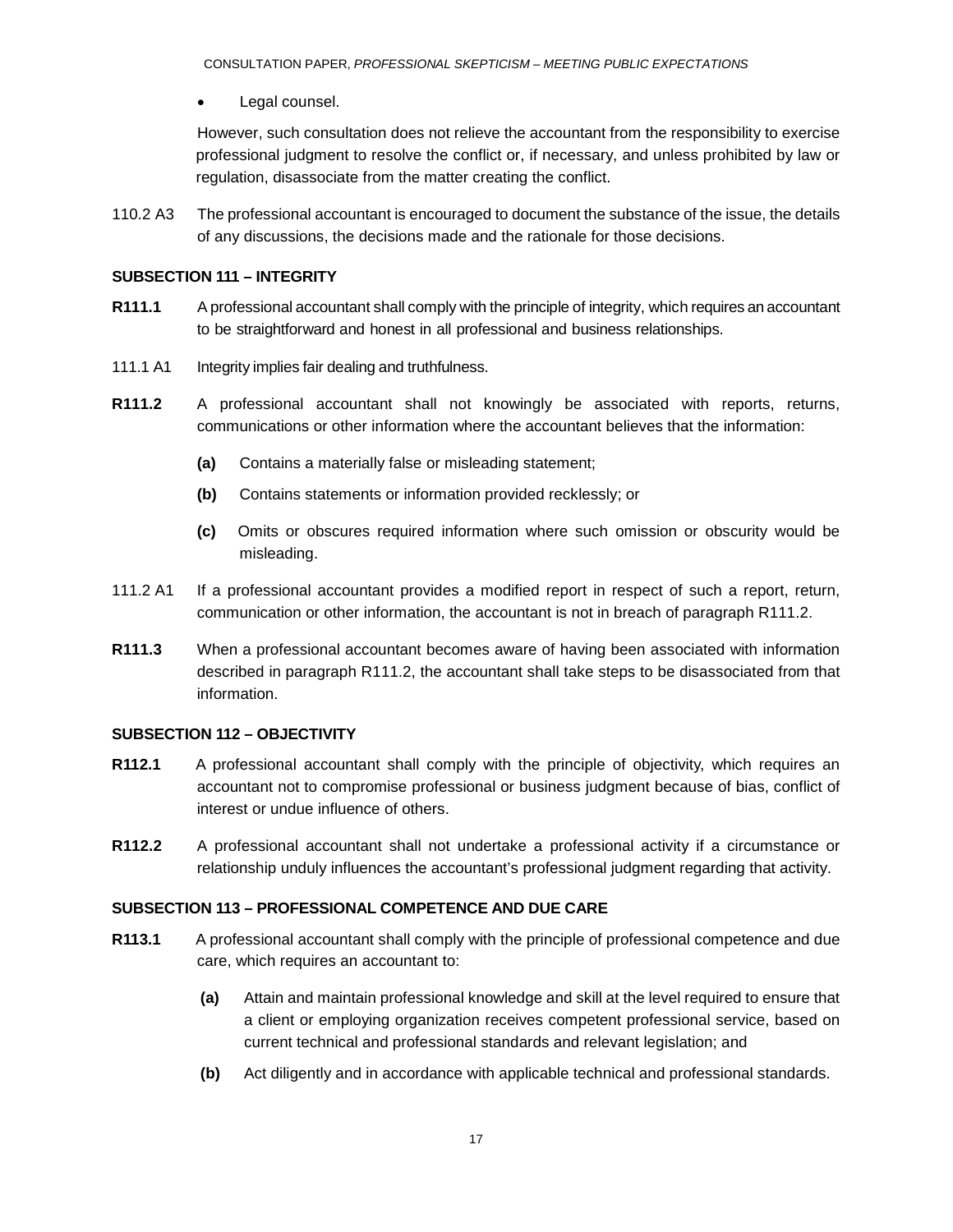- Legal counsel.

However, such consultation does not relieve the accountant from the responsibility to exercise professional judgment to resolve the conflict or, if necessary, and unless prohibited by law or regulation, disassociate from the matter creating the conflict.

110.2 A3 The professional accountant is encouraged to document the substance of the issue, the details of any discussions, the decisions made and the rationale for those decisions.

### SUBSECTION 111 – INTEGRITY

**R111.1** A professional accountant shall comply with the principle of integrity, which requires an accountant to be straightforward and honest in all professional and business relationships.

111.1 A1 Integrity implies fair dealing and truthfulness.

**R111.2** A professional accountant shall not knowingly be associated with reports, returns, communications or other information where the accountant believes that the information:

- **(a)** Contains a materially false or misleading statement;
- **(b)** Contains statements or information provided recklessly; or
- **(c)** Omits or obscures required information where such omission or obscurity would be misleading.

111.2 A1 If a professional accountant provides a modified report in respect of such a report, return, communication or other information, the accountant is not in breach of paragraph R111.2.

**R111.3** When a professional accountant becomes aware of having been associated with information described in paragraph R111.2, the accountant shall take steps to be disassociated from that information.

### SUBSECTION 112 – OBJECTIVITY

**R112.1** A professional accountant shall comply with the principle of objectivity, which requires an accountant not to compromise professional or business judgment because of bias, conflict of interest or undue influence of others.

**R112.2** A professional accountant shall not undertake a professional activity if a circumstance or relationship unduly influences the accountant's professional judgment regarding that activity.

### SUBSECTION 113 – PROFESSIONAL COMPETENCE AND DUE CARE

**R113.1** A professional accountant shall comply with the principle of professional competence and due care, which requires an accountant to:

- **(a)** Attain and maintain professional knowledge and skill at the level required to ensure that a client or employing organization receives competent professional service, based on current technical and professional standards and relevant legislation; and
- **(b)** Act diligently and in accordance with applicable technical and professional standards.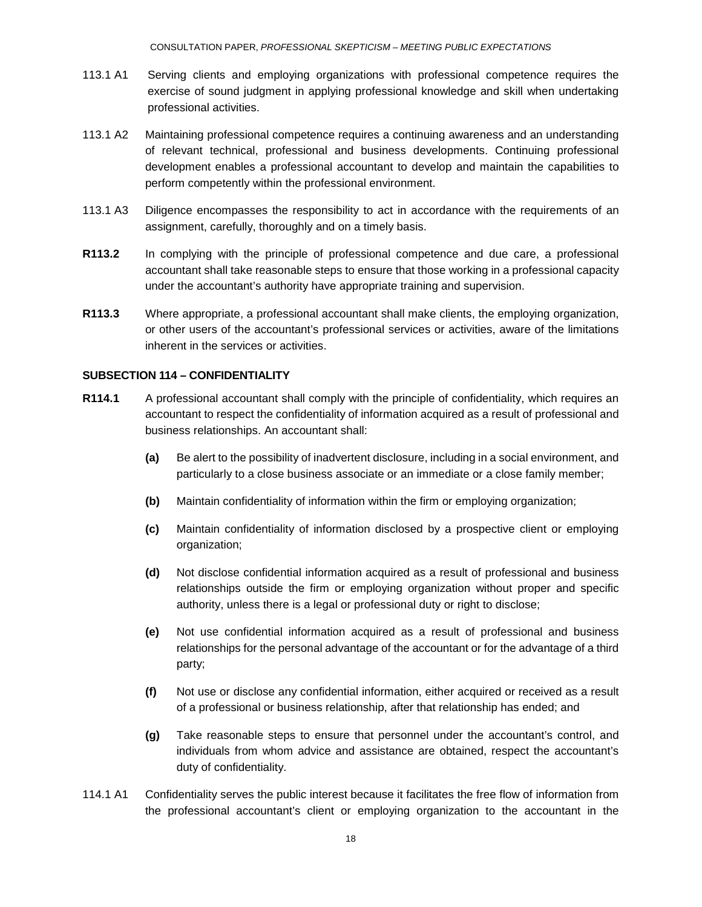113.1 A1 Serving clients and employing organizations with professional competence requires the exercise of sound judgment in applying professional knowledge and skill when undertaking professional activities.

113.1 A2 Maintaining professional competence requires a continuing awareness and an understanding of relevant technical, professional and business developments. Continuing professional development enables a professional accountant to develop and maintain the capabilities to perform competently within the professional environment.

113.1 A3 Diligence encompasses the responsibility to act in accordance with the requirements of an assignment, carefully, thoroughly and on a timely basis.

**R113.2** In complying with the principle of professional competence and due care, a professional accountant shall take reasonable steps to ensure that those working in a professional capacity under the accountant's authority have appropriate training and supervision.

**R113.3** Where appropriate, a professional accountant shall make clients, the employing organization, or other users of the accountant's professional services or activities, aware of the limitations inherent in the services or activities.

**SUBSECTION 114 – CONFIDENTIALITY**

**R114.1** A professional accountant shall comply with the principle of confidentiality, which requires an accountant to respect the confidentiality of information acquired as a result of professional and business relationships. An accountant shall:

- **(a)** Be alert to the possibility of inadvertent disclosure, including in a social environment, and particularly to a close business associate or an immediate or a close family member;
- **(b)** Maintain confidentiality of information within the firm or employing organization;
- **(c)** Maintain confidentiality of information disclosed by a prospective client or employing organization;
- **(d)** Not disclose confidential information acquired as a result of professional and business relationships outside the firm or employing organization without proper and specific authority, unless there is a legal or professional duty or right to disclose;
- **(e)** Not use confidential information acquired as a result of professional and business relationships for the personal advantage of the accountant or for the advantage of a third party;
- **(f)** Not use or disclose any confidential information, either acquired or received as a result of a professional or business relationship, after that relationship has ended; and
- **(g)** Take reasonable steps to ensure that personnel under the accountant's control, and individuals from whom advice and assistance are obtained, respect the accountant's duty of confidentiality.

114.1 A1 Confidentiality serves the public interest because it facilitates the free flow of information from the professional accountant's client or employing organization to the accountant in the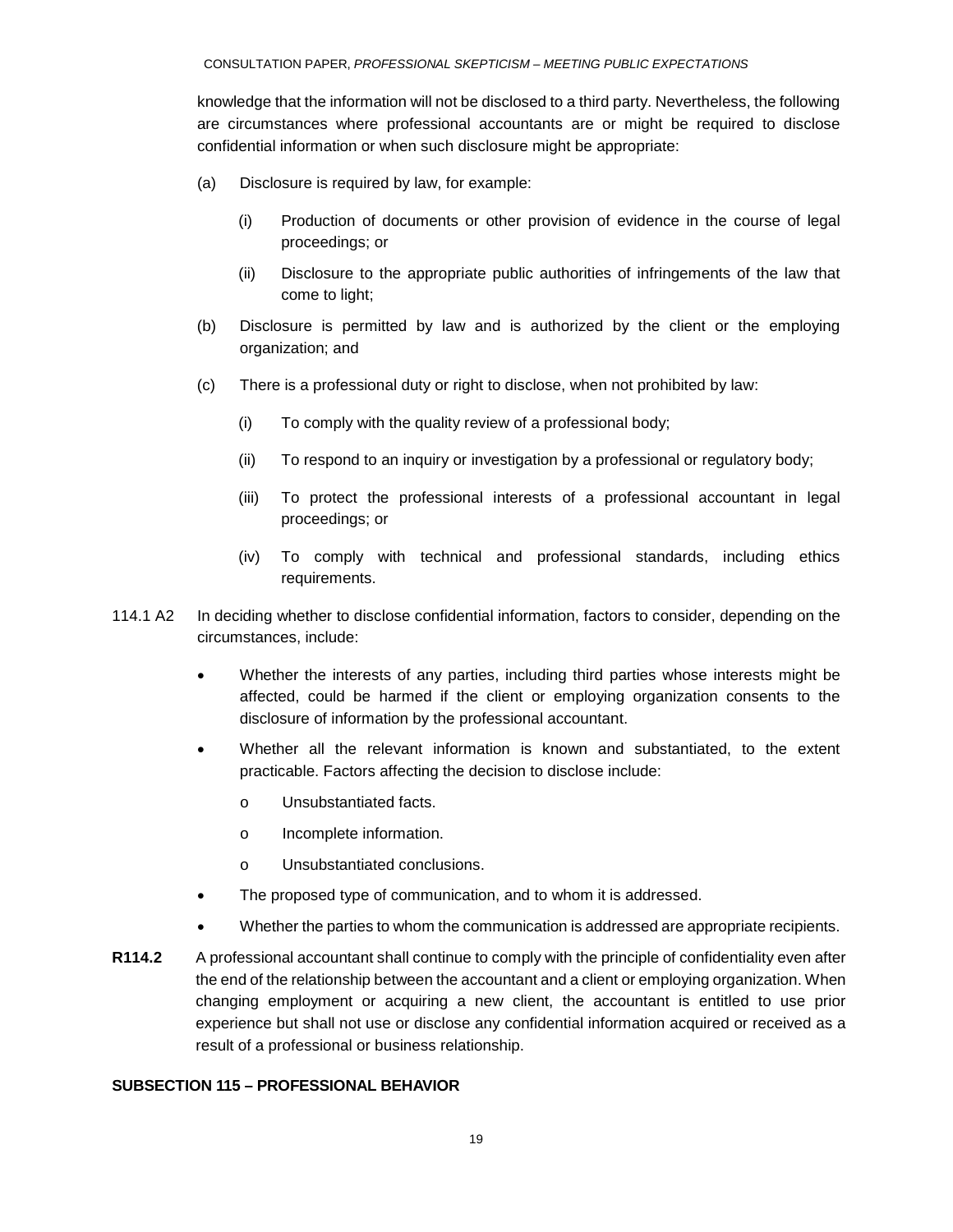knowledge that the information will not be disclosed to a third party. Nevertheless, the following are circumstances where professional accountants are or might be required to disclose confidential information or when such disclosure might be appropriate:

(a) Disclosure is required by law, for example:

  (i) Production of documents or other provision of evidence in the course of legal proceedings; or

  (ii) Disclosure to the appropriate public authorities of infringements of the law that come to light;

(b) Disclosure is permitted by law and is authorized by the client or the employing organization; and

(c) There is a professional duty or right to disclose, when not prohibited by law:

  (i) To comply with the quality review of a professional body;

  (ii) To respond to an inquiry or investigation by a professional or regulatory body;

  (iii) To protect the professional interests of a professional accountant in legal proceedings; or

  (iv) To comply with technical and professional standards, including ethics requirements.

114.1 A2 In deciding whether to disclose confidential information, factors to consider, depending on the circumstances, include:

- Whether the interests of any parties, including third parties whose interests might be affected, could be harmed if the client or employing organization consents to the disclosure of information by the professional accountant.
- Whether all the relevant information is known and substantiated, to the extent practicable. Factors affecting the decision to disclose include:
  - Unsubstantiated facts.
  - Incomplete information.
  - Unsubstantiated conclusions.
- The proposed type of communication, and to whom it is addressed.
- Whether the parties to whom the communication is addressed are appropriate recipients.

**R114.2** A professional accountant shall continue to comply with the principle of confidentiality even after the end of the relationship between the accountant and a client or employing organization. When changing employment or acquiring a new client, the accountant is entitled to use prior experience but shall not use or disclose any confidential information acquired or received as a result of a professional or business relationship.

**SUBSECTION 115 – PROFESSIONAL BEHAVIOR**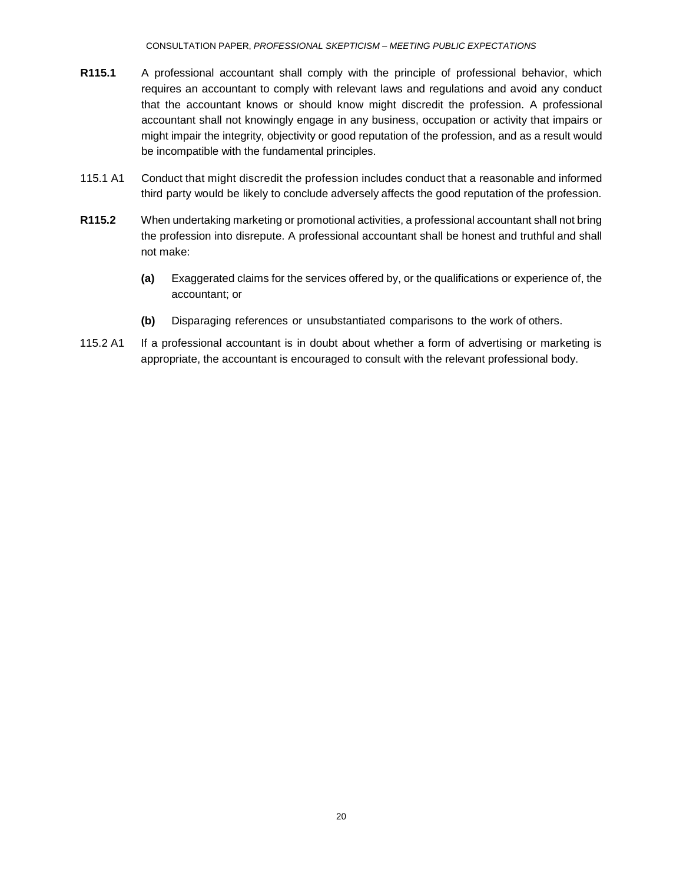**R115.1** A professional accountant shall comply with the principle of professional behavior, which requires an accountant to comply with relevant laws and regulations and avoid any conduct that the accountant knows or should know might discredit the profession. A professional accountant shall not knowingly engage in any business, occupation or activity that impairs or might impair the integrity, objectivity or good reputation of the profession, and as a result would be incompatible with the fundamental principles.

115.1 A1 Conduct that might discredit the profession includes conduct that a reasonable and informed third party would be likely to conclude adversely affects the good reputation of the profession.

**R115.2** When undertaking marketing or promotional activities, a professional accountant shall not bring the profession into disrepute. A professional accountant shall be honest and truthful and shall not make:

- **(a)** Exaggerated claims for the services offered by, or the qualifications or experience of, the accountant; or
- **(b)** Disparaging references or unsubstantiated comparisons to the work of others.

115.2 A1 If a professional accountant is in doubt about whether a form of advertising or marketing is appropriate, the accountant is encouraged to consult with the relevant professional body.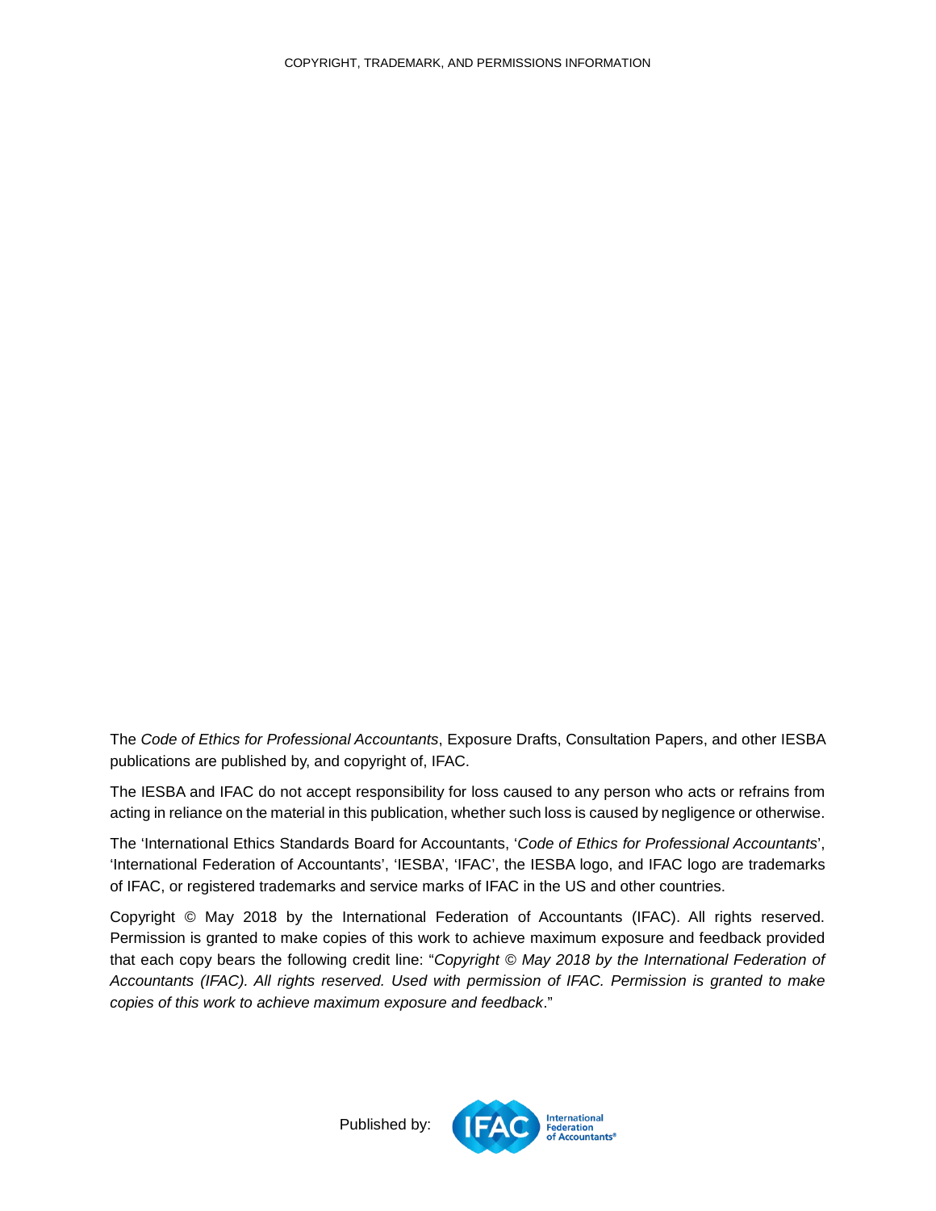COPYRIGHT, TRADEMARK, AND PERMISSIONS INFORMATION

The *Code of Ethics for Professional Accountants*, Exposure Drafts, Consultation Papers, and other IESBA publications are published by, and copyright of, IFAC.

The IESBA and IFAC do not accept responsibility for loss caused to any person who acts or refrains from acting in reliance on the material in this publication, whether such loss is caused by negligence or otherwise.

The 'International Ethics Standards Board for Accountants, '*Code of Ethics for Professional Accountants*', 'International Federation of Accountants', 'IESBA', 'IFAC', the IESBA logo, and IFAC logo are trademarks of IFAC, or registered trademarks and service marks of IFAC in the US and other countries.

Copyright © May 2018 by the International Federation of Accountants (IFAC). All rights reserved. Permission is granted to make copies of this work to achieve maximum exposure and feedback provided that each copy bears the following credit line: "*Copyright © May 2018 by the International Federation of Accountants (IFAC). All rights reserved. Used with permission of IFAC. Permission is granted to make copies of this work to achieve maximum exposure and feedback*."

Published by: IFAC International Federation of Accountants®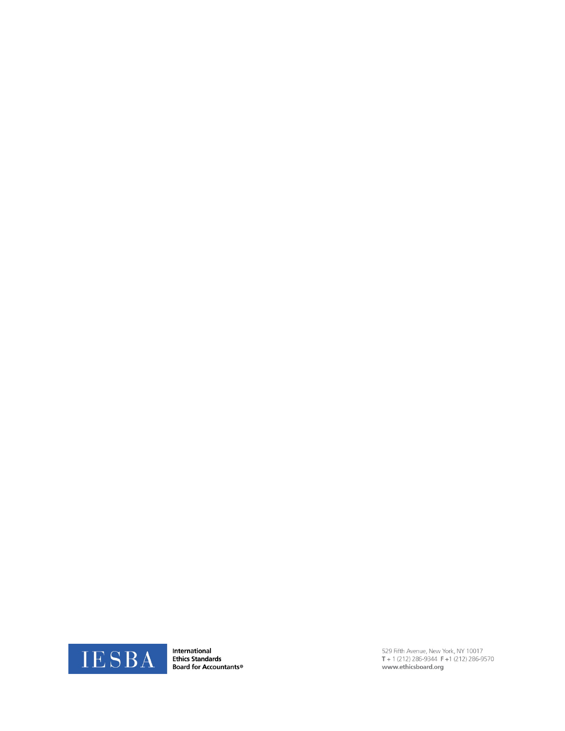IESBA

International
Ethics Standards
Board for Accountants®

529 Fifth Avenue, New York, NY 10017
**T** + 1 (212) 286-9344 **F** +1 (212) 286-9570
www.ethicsboard.org